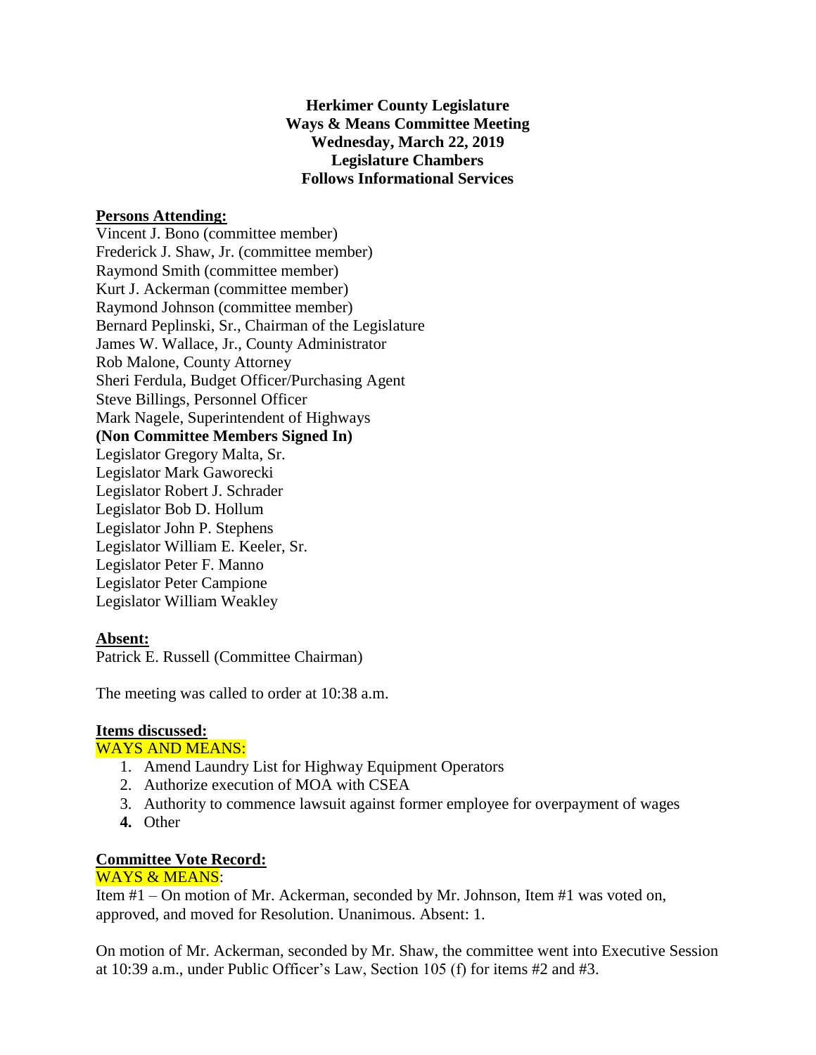**Herkimer County Legislature**
**Ways & Means Committee Meeting**
**Wednesday, March 22, 2019**
**Legislature Chambers**
**Follows Informational Services**

**Persons Attending:**

Vincent J. Bono (committee member)
Frederick J. Shaw, Jr. (committee member)
Raymond Smith (committee member)
Kurt J. Ackerman (committee member)
Raymond Johnson (committee member)
Bernard Peplinski, Sr., Chairman of the Legislature
James W. Wallace, Jr., County Administrator
Rob Malone, County Attorney
Sheri Ferdula, Budget Officer/Purchasing Agent
Steve Billings, Personnel Officer
Mark Nagele, Superintendent of Highways
**(Non Committee Members Signed In)**
Legislator Gregory Malta, Sr.
Legislator Mark Gaworecki
Legislator Robert J. Schrader
Legislator Bob D. Hollum
Legislator John P. Stephens
Legislator William E. Keeler, Sr.
Legislator Peter F. Manno
Legislator Peter Campione
Legislator William Weakley

**Absent:**

Patrick E. Russell (Committee Chairman)

The meeting was called to order at 10:38 a.m.

**Items discussed:**

WAYS AND MEANS:

1. Amend Laundry List for Highway Equipment Operators
2. Authorize execution of MOA with CSEA
3. Authority to commence lawsuit against former employee for overpayment of wages
4. Other

**Committee Vote Record:**

WAYS & MEANS:

Item #1 – On motion of Mr. Ackerman, seconded by Mr. Johnson, Item #1 was voted on, approved, and moved for Resolution. Unanimous. Absent: 1.

On motion of Mr. Ackerman, seconded by Mr. Shaw, the committee went into Executive Session at 10:39 a.m., under Public Officer's Law, Section 105 (f) for items #2 and #3.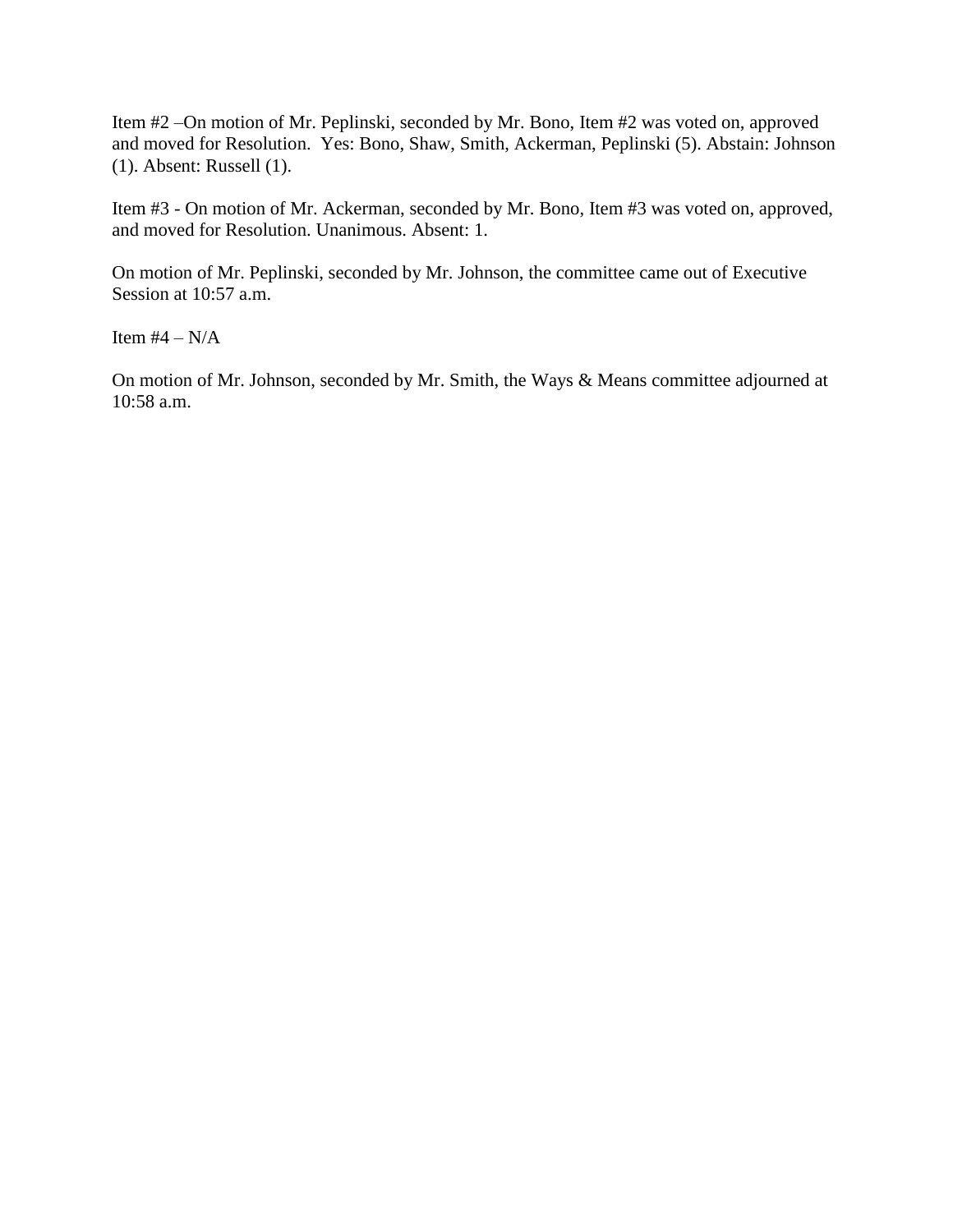Item #2 –On motion of Mr. Peplinski, seconded by Mr. Bono, Item #2 was voted on, approved and moved for Resolution. Yes: Bono, Shaw, Smith, Ackerman, Peplinski (5). Abstain: Johnson (1). Absent: Russell (1).

Item #3 - On motion of Mr. Ackerman, seconded by Mr. Bono, Item #3 was voted on, approved, and moved for Resolution. Unanimous. Absent: 1.

On motion of Mr. Peplinski, seconded by Mr. Johnson, the committee came out of Executive Session at 10:57 a.m.

Item #4 – N/A

On motion of Mr. Johnson, seconded by Mr. Smith, the Ways & Means committee adjourned at 10:58 a.m.